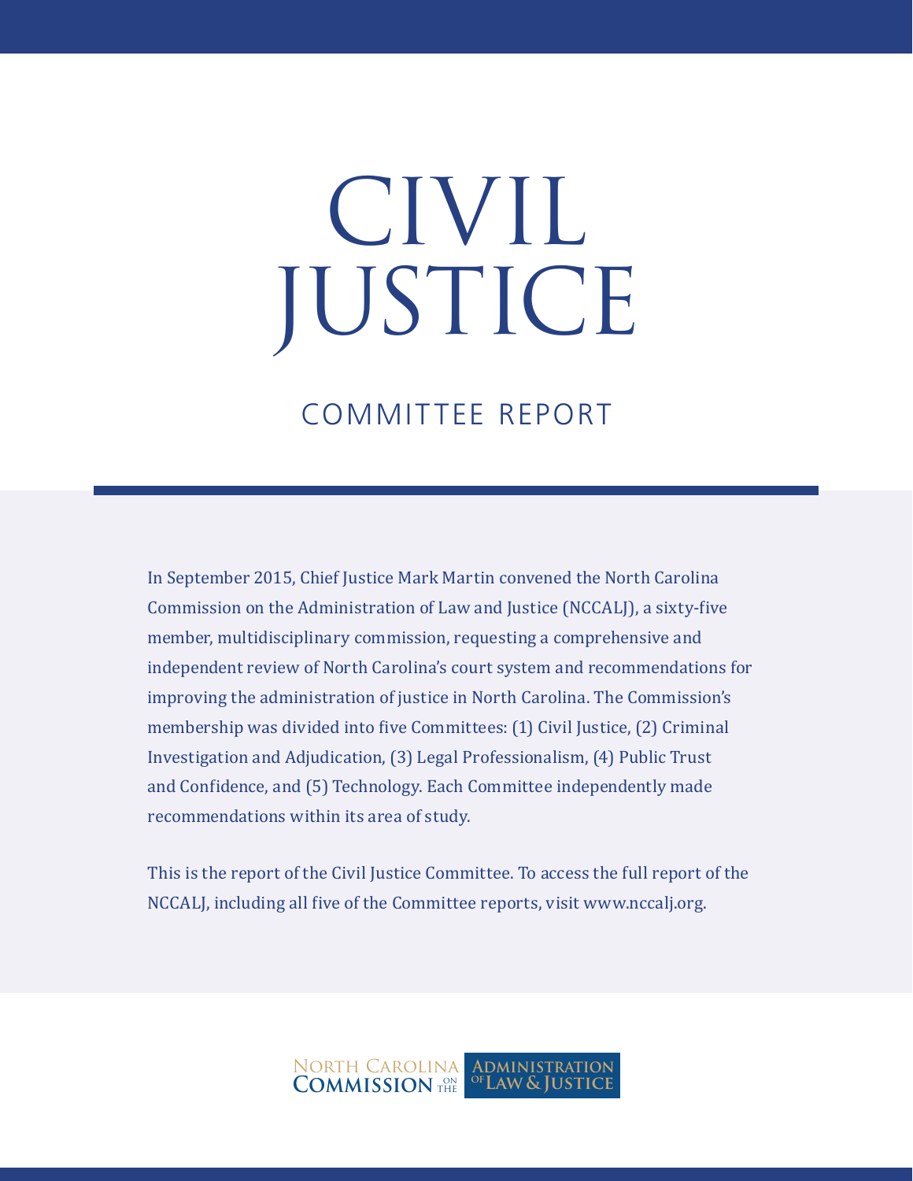# CIVIL JUSTICE

## COMMITTEE REPORT

In September 2015, Chief Justice Mark Martin convened the North Carolina Commission on the Administration of Law and Justice (NCCALJ), a sixty-five member, multidisciplinary commission, requesting a comprehensive and independent review of North Carolina's court system and recommendations for improving the administration of justice in North Carolina. The Commission's membership was divided into five Committees: (1) Civil Justice, (2) Criminal Investigation and Adjudication, (3) Legal Professionalism, (4) Public Trust and Confidence, and (5) Technology. Each Committee independently made recommendations within its area of study.

This is the report of the Civil Justice Committee. To access the full report of the NCCALJ, including all five of the Committee reports, visit www.nccalj.org.

NORTH CAROLINA COMMISSION ON THE ADMINISTRATION OF LAW & JUSTICE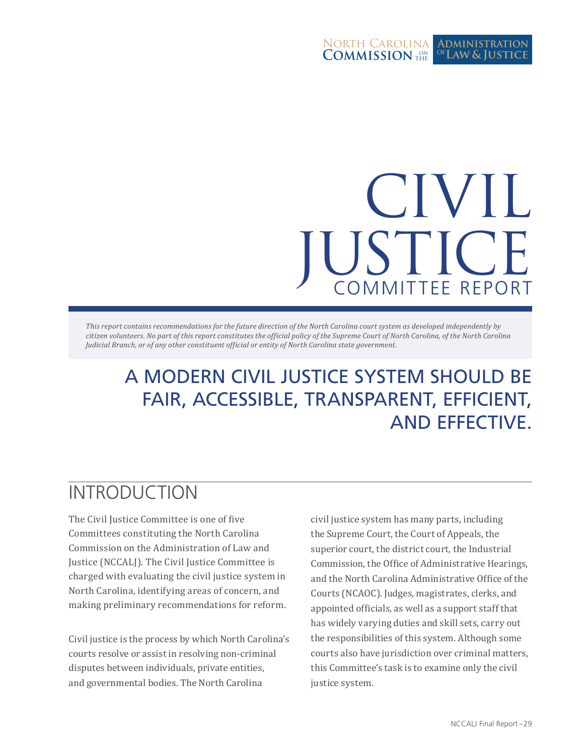North Carolina Commission on the Administration of Law & Justice

# CIVIL JUSTICE

## COMMITTEE REPORT

*This report contains recommendations for the future direction of the North Carolina court system as developed independently by citizen volunteers. No part of this report constitutes the official policy of the Supreme Court of North Carolina, of the North Carolina Judicial Branch, or of any other constituent official or entity of North Carolina state government.*

## A MODERN CIVIL JUSTICE SYSTEM SHOULD BE FAIR, ACCESSIBLE, TRANSPARENT, EFFICIENT, AND EFFECTIVE.

## INTRODUCTION

The Civil Justice Committee is one of five Committees constituting the North Carolina Commission on the Administration of Law and Justice (NCCALJ). The Civil Justice Committee is charged with evaluating the civil justice system in North Carolina, identifying areas of concern, and making preliminary recommendations for reform.

Civil justice is the process by which North Carolina's courts resolve or assist in resolving non-criminal disputes between individuals, private entities, and governmental bodies. The North Carolina civil justice system has many parts, including the Supreme Court, the Court of Appeals, the superior court, the district court, the Industrial Commission, the Office of Administrative Hearings, and the North Carolina Administrative Office of the Courts (NCAOC). Judges, magistrates, clerks, and appointed officials, as well as a support staff that has widely varying duties and skill sets, carry out the responsibilities of this system. Although some courts also have jurisdiction over criminal matters, this Committee's task is to examine only the civil justice system.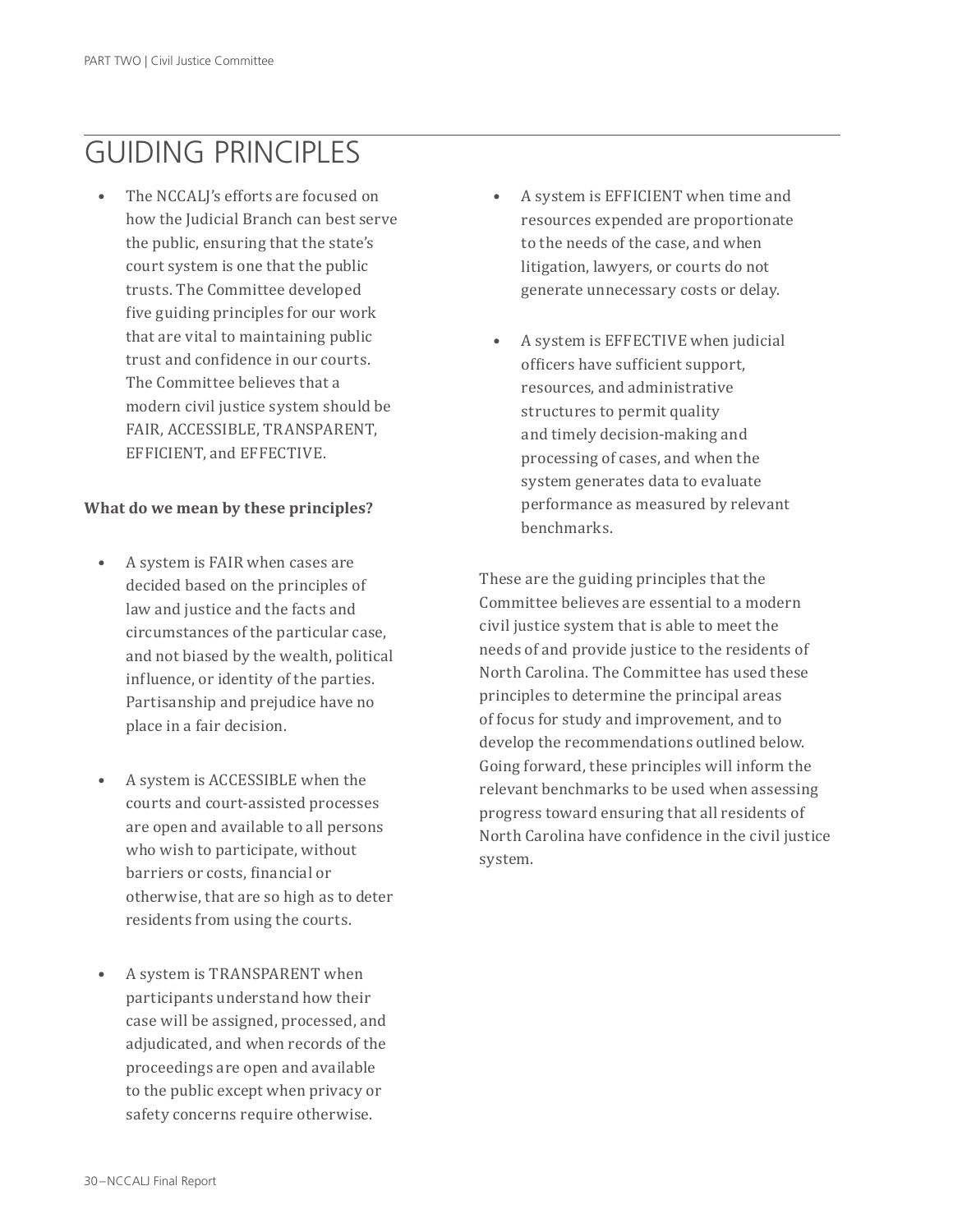# GUIDING PRINCIPLES

- The NCCALJ's efforts are focused on how the Judicial Branch can best serve the public, ensuring that the state's court system is one that the public trusts. The Committee developed five guiding principles for our work that are vital to maintaining public trust and confidence in our courts. The Committee believes that a modern civil justice system should be FAIR, ACCESSIBLE, TRANSPARENT, EFFICIENT, and EFFECTIVE.

**What do we mean by these principles?**

- A system is FAIR when cases are decided based on the principles of law and justice and the facts and circumstances of the particular case, and not biased by the wealth, political influence, or identity of the parties. Partisanship and prejudice have no place in a fair decision.

- A system is ACCESSIBLE when the courts and court-assisted processes are open and available to all persons who wish to participate, without barriers or costs, financial or otherwise, that are so high as to deter residents from using the courts.

- A system is TRANSPARENT when participants understand how their case will be assigned, processed, and adjudicated, and when records of the proceedings are open and available to the public except when privacy or safety concerns require otherwise.

- A system is EFFICIENT when time and resources expended are proportionate to the needs of the case, and when litigation, lawyers, or courts do not generate unnecessary costs or delay.

- A system is EFFECTIVE when judicial officers have sufficient support, resources, and administrative structures to permit quality and timely decision-making and processing of cases, and when the system generates data to evaluate performance as measured by relevant benchmarks.

These are the guiding principles that the Committee believes are essential to a modern civil justice system that is able to meet the needs of and provide justice to the residents of North Carolina. The Committee has used these principles to determine the principal areas of focus for study and improvement, and to develop the recommendations outlined below. Going forward, these principles will inform the relevant benchmarks to be used when assessing progress toward ensuring that all residents of North Carolina have confidence in the civil justice system.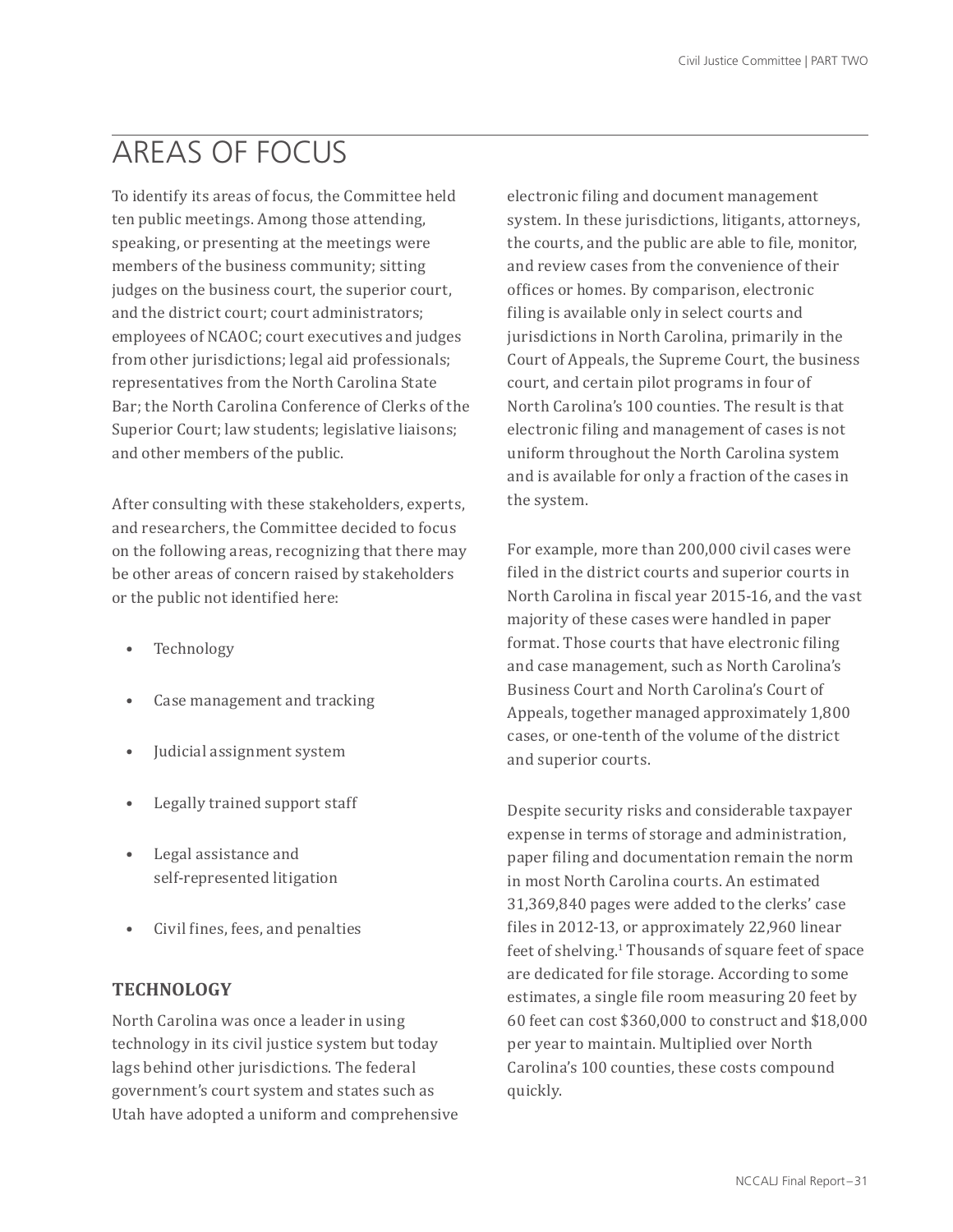# AREAS OF FOCUS

To identify its areas of focus, the Committee held ten public meetings. Among those attending, speaking, or presenting at the meetings were members of the business community; sitting judges on the business court, the superior court, and the district court; court administrators; employees of NCAOC; court executives and judges from other jurisdictions; legal aid professionals; representatives from the North Carolina State Bar; the North Carolina Conference of Clerks of the Superior Court; law students; legislative liaisons; and other members of the public.

After consulting with these stakeholders, experts, and researchers, the Committee decided to focus on the following areas, recognizing that there may be other areas of concern raised by stakeholders or the public not identified here:

- Technology
- Case management and tracking
- Judicial assignment system
- Legally trained support staff
- Legal assistance and self-represented litigation
- Civil fines, fees, and penalties

## TECHNOLOGY

North Carolina was once a leader in using technology in its civil justice system but today lags behind other jurisdictions. The federal government's court system and states such as Utah have adopted a uniform and comprehensive electronic filing and document management system. In these jurisdictions, litigants, attorneys, the courts, and the public are able to file, monitor, and review cases from the convenience of their offices or homes. By comparison, electronic filing is available only in select courts and jurisdictions in North Carolina, primarily in the Court of Appeals, the Supreme Court, the business court, and certain pilot programs in four of North Carolina's 100 counties. The result is that electronic filing and management of cases is not uniform throughout the North Carolina system and is available for only a fraction of the cases in the system.

For example, more than 200,000 civil cases were filed in the district courts and superior courts in North Carolina in fiscal year 2015-16, and the vast majority of these cases were handled in paper format. Those courts that have electronic filing and case management, such as North Carolina's Business Court and North Carolina's Court of Appeals, together managed approximately 1,800 cases, or one-tenth of the volume of the district and superior courts.

Despite security risks and considerable taxpayer expense in terms of storage and administration, paper filing and documentation remain the norm in most North Carolina courts. An estimated 31,369,840 pages were added to the clerks' case files in 2012-13, or approximately 22,960 linear feet of shelving.[1] Thousands of square feet of space are dedicated for file storage. According to some estimates, a single file room measuring 20 feet by 60 feet can cost $360,000 to construct and $18,000 per year to maintain. Multiplied over North Carolina's 100 counties, these costs compound quickly.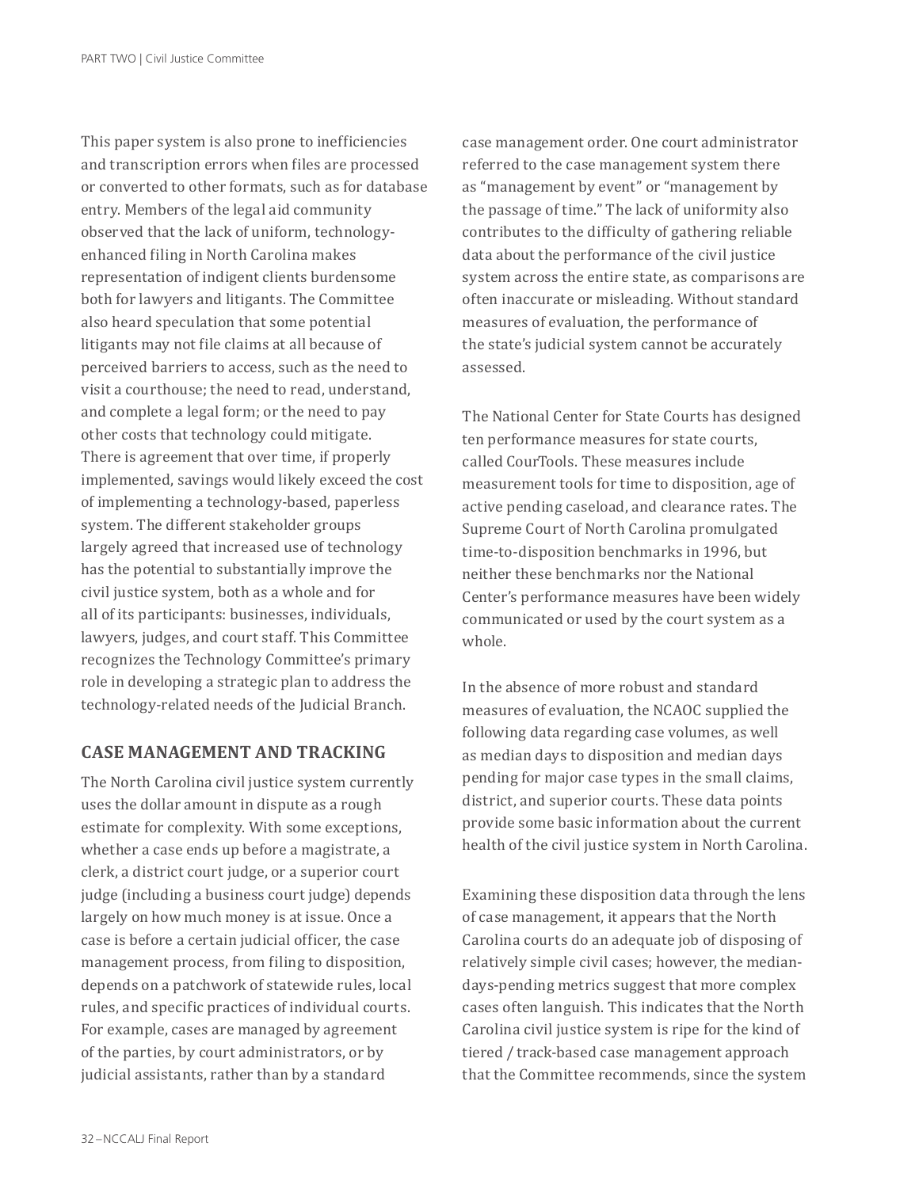This paper system is also prone to inefficiencies and transcription errors when files are processed or converted to other formats, such as for database entry. Members of the legal aid community observed that the lack of uniform, technology-enhanced filing in North Carolina makes representation of indigent clients burdensome both for lawyers and litigants. The Committee also heard speculation that some potential litigants may not file claims at all because of perceived barriers to access, such as the need to visit a courthouse; the need to read, understand, and complete a legal form; or the need to pay other costs that technology could mitigate. There is agreement that over time, if properly implemented, savings would likely exceed the cost of implementing a technology-based, paperless system. The different stakeholder groups largely agreed that increased use of technology has the potential to substantially improve the civil justice system, both as a whole and for all of its participants: businesses, individuals, lawyers, judges, and court staff. This Committee recognizes the Technology Committee's primary role in developing a strategic plan to address the technology-related needs of the Judicial Branch.

## CASE MANAGEMENT AND TRACKING

The North Carolina civil justice system currently uses the dollar amount in dispute as a rough estimate for complexity. With some exceptions, whether a case ends up before a magistrate, a clerk, a district court judge, or a superior court judge (including a business court judge) depends largely on how much money is at issue. Once a case is before a certain judicial officer, the case management process, from filing to disposition, depends on a patchwork of statewide rules, local rules, and specific practices of individual courts. For example, cases are managed by agreement of the parties, by court administrators, or by judicial assistants, rather than by a standard case management order. One court administrator referred to the case management system there as "management by event" or "management by the passage of time." The lack of uniformity also contributes to the difficulty of gathering reliable data about the performance of the civil justice system across the entire state, as comparisons are often inaccurate or misleading. Without standard measures of evaluation, the performance of the state's judicial system cannot be accurately assessed.

The National Center for State Courts has designed ten performance measures for state courts, called CourTools. These measures include measurement tools for time to disposition, age of active pending caseload, and clearance rates. The Supreme Court of North Carolina promulgated time-to-disposition benchmarks in 1996, but neither these benchmarks nor the National Center's performance measures have been widely communicated or used by the court system as a whole.

In the absence of more robust and standard measures of evaluation, the NCAOC supplied the following data regarding case volumes, as well as median days to disposition and median days pending for major case types in the small claims, district, and superior courts. These data points provide some basic information about the current health of the civil justice system in North Carolina.

Examining these disposition data through the lens of case management, it appears that the North Carolina courts do an adequate job of disposing of relatively simple civil cases; however, the median-days-pending metrics suggest that more complex cases often languish. This indicates that the North Carolina civil justice system is ripe for the kind of tiered / track-based case management approach that the Committee recommends, since the system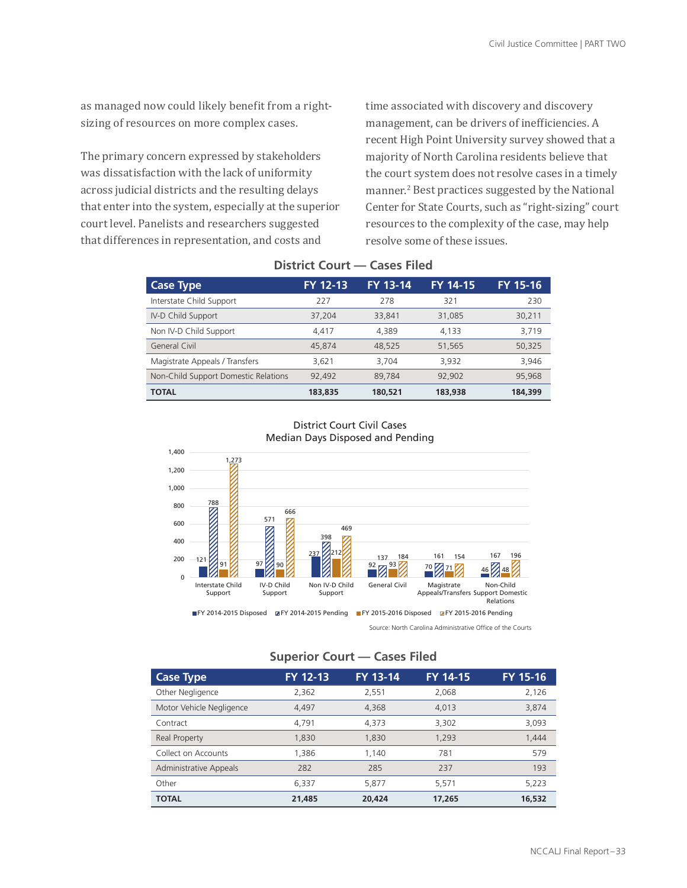as managed now could likely benefit from a right-sizing of resources on more complex cases.

The primary concern expressed by stakeholders was dissatisfaction with the lack of uniformity across judicial districts and the resulting delays that enter into the system, especially at the superior court level. Panelists and researchers suggested that differences in representation, and costs and time associated with discovery and discovery management, can be drivers of inefficiencies. A recent High Point University survey showed that a majority of North Carolina residents believe that the court system does not resolve cases in a timely manner.[2] Best practices suggested by the National Center for State Courts, such as "right-sizing" court resources to the complexity of the case, may help resolve some of these issues.

## District Court — Cases Filed

| Case Type | FY 12-13 | FY 13-14 | FY 14-15 | FY 15-16 |
|---|---|---|---|---|
| Interstate Child Support | 227 | 278 | 321 | 230 |
| IV-D Child Support | 37,204 | 33,841 | 31,085 | 30,211 |
| Non IV-D Child Support | 4,417 | 4,389 | 4,133 | 3,719 |
| General Civil | 45,874 | 48,525 | 51,565 | 50,325 |
| Magistrate Appeals / Transfers | 3,621 | 3,704 | 3,932 | 3,946 |
| Non-Child Support Domestic Relations | 92,492 | 89,784 | 92,902 | 95,968 |
| **TOTAL** | **183,835** | **180,521** | **183,938** | **184,399** |

District Court Civil Cases
Median Days Disposed and Pending

| Case Type | FY 2014-2015 Disposed | FY 2014-2015 Pending | FY 2015-2016 Disposed | FY 2015-2016 Pending |
|---|---|---|---|---|
| Interstate Child Support | 121 | 788 | 91 | 1,273 |
| IV-D Child Support | 97 | 571 | 90 | 666 |
| Non IV-D Child Support | 237 | 398 | 212 | 469 |
| General Civil | 92 | 137 | 93 | 184 |
| Magistrate Appeals/Transfers | 70 | 161 | 71 | 154 |
| Non-Child Support Domestic Relations | 46 | 167 | 48 | 196 |

Source: North Carolina Administrative Office of the Courts

## Superior Court — Cases Filed

| Case Type | FY 12-13 | FY 13-14 | FY 14-15 | FY 15-16 |
|---|---|---|---|---|
| Other Negligence | 2,362 | 2,551 | 2,068 | 2,126 |
| Motor Vehicle Negligence | 4,497 | 4,368 | 4,013 | 3,874 |
| Contract | 4,791 | 4,373 | 3,302 | 3,093 |
| Real Property | 1,830 | 1,830 | 1,293 | 1,444 |
| Collect on Accounts | 1,386 | 1,140 | 781 | 579 |
| Administrative Appeals | 282 | 285 | 237 | 193 |
| Other | 6,337 | 5,877 | 5,571 | 5,223 |
| **TOTAL** | **21,485** | **20,424** | **17,265** | **16,532** |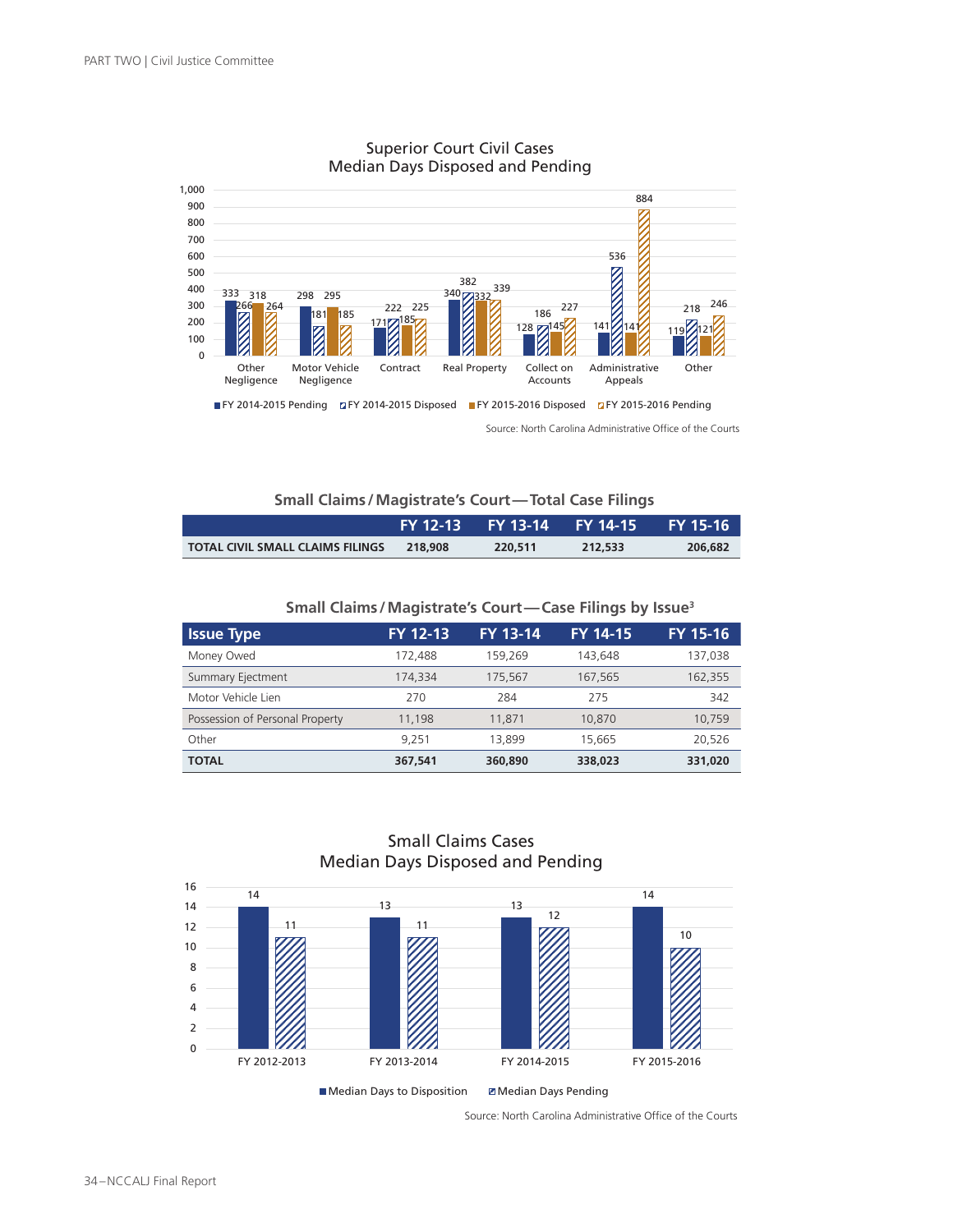## Superior Court Civil Cases
### Median Days Disposed and Pending

| Case Type | FY 2014-2015 Pending | FY 2014-2015 Disposed | FY 2015-2016 Disposed | FY 2015-2016 Pending |
|---|---|---|---|---|
| Other Negligence | 333 | 266 | 318 | 264 |
| Motor Vehicle Negligence | 298 | 181 | 295 | 185 |
| Contract | 171 | 222 | 185 | 225 |
| Real Property | 340 | 382 | 332 | 339 |
| Collect on Accounts | 128 | 186 | 145 | 227 |
| Administrative Appeals | 141 | 536 | 141 | 884 |
| Other | 119 | 218 | 121 | 246 |

Source: North Carolina Administrative Office of the Courts

### Small Claims / Magistrate's Court — Total Case Filings

| | FY 12-13 | FY 13-14 | FY 14-15 | FY 15-16 |
|---|---|---|---|---|
| TOTAL CIVIL SMALL CLAIMS FILINGS | 218,908 | 220,511 | 212,533 | 206,682 |

### Small Claims / Magistrate's Court — Case Filings by Issue[3]

| Issue Type | FY 12-13 | FY 13-14 | FY 14-15 | FY 15-16 |
|---|---|---|---|---|
| Money Owed | 172,488 | 159,269 | 143,648 | 137,038 |
| Summary Ejectment | 174,334 | 175,567 | 167,565 | 162,355 |
| Motor Vehicle Lien | 270 | 284 | 275 | 342 |
| Possession of Personal Property | 11,198 | 11,871 | 10,870 | 10,759 |
| Other | 9,251 | 13,899 | 15,665 | 20,526 |
| **TOTAL** | **367,541** | **360,890** | **338,023** | **331,020** |

## Small Claims Cases
### Median Days Disposed and Pending

| Fiscal Year | Median Days to Disposition | Median Days Pending |
|---|---|---|
| FY 2012-2013 | 14 | 11 |
| FY 2013-2014 | 13 | 11 |
| FY 2014-2015 | 13 | 12 |
| FY 2015-2016 | 14 | 10 |

Source: North Carolina Administrative Office of the Courts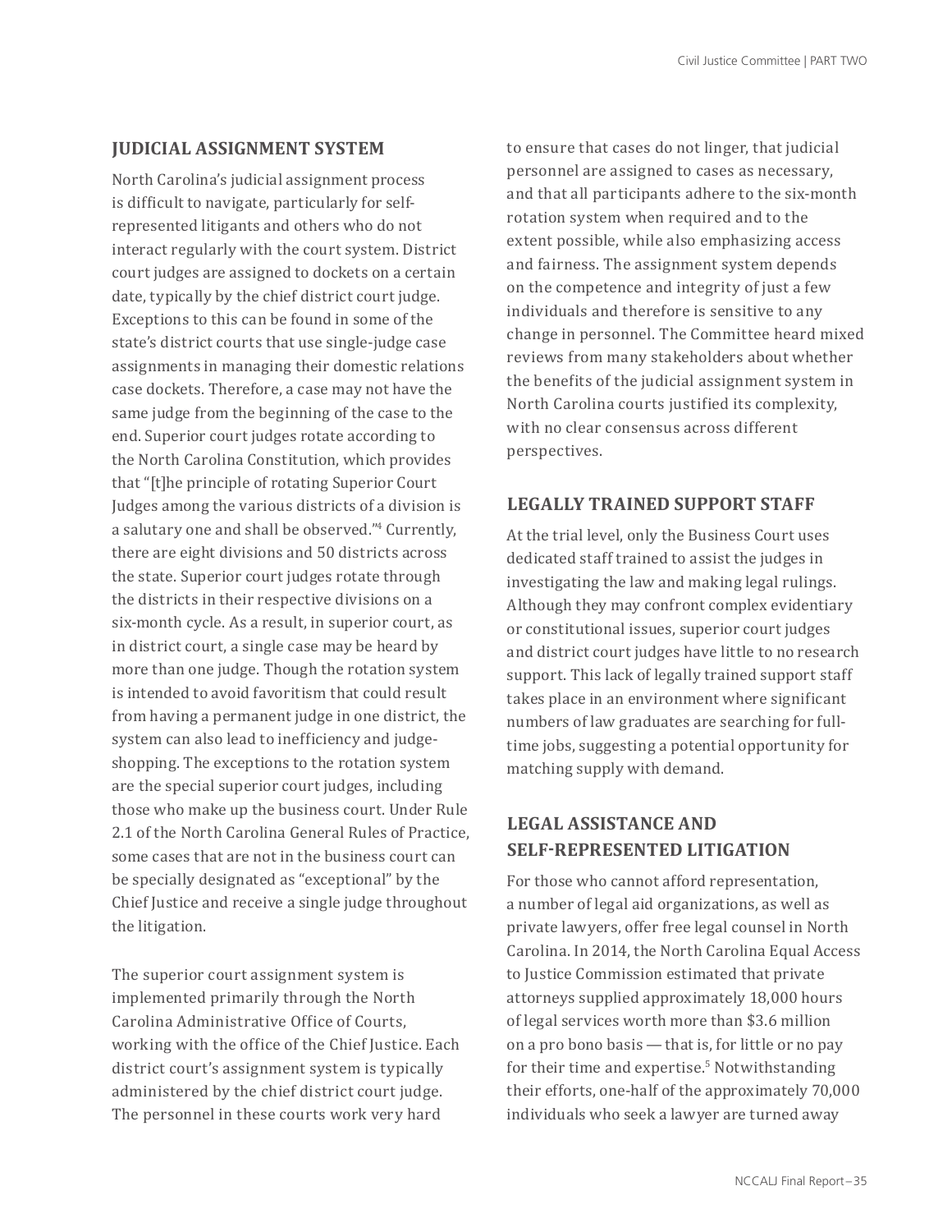## JUDICIAL ASSIGNMENT SYSTEM

North Carolina's judicial assignment process is difficult to navigate, particularly for self-represented litigants and others who do not interact regularly with the court system. District court judges are assigned to dockets on a certain date, typically by the chief district court judge. Exceptions to this can be found in some of the state's district courts that use single-judge case assignments in managing their domestic relations case dockets. Therefore, a case may not have the same judge from the beginning of the case to the end. Superior court judges rotate according to the North Carolina Constitution, which provides that "[t]he principle of rotating Superior Court Judges among the various districts of a division is a salutary one and shall be observed."[4] Currently, there are eight divisions and 50 districts across the state. Superior court judges rotate through the districts in their respective divisions on a six-month cycle. As a result, in superior court, as in district court, a single case may be heard by more than one judge. Though the rotation system is intended to avoid favoritism that could result from having a permanent judge in one district, the system can also lead to inefficiency and judge-shopping. The exceptions to the rotation system are the special superior court judges, including those who make up the business court. Under Rule 2.1 of the North Carolina General Rules of Practice, some cases that are not in the business court can be specially designated as "exceptional" by the Chief Justice and receive a single judge throughout the litigation.

The superior court assignment system is implemented primarily through the North Carolina Administrative Office of Courts, working with the office of the Chief Justice. Each district court's assignment system is typically administered by the chief district court judge. The personnel in these courts work very hard to ensure that cases do not linger, that judicial personnel are assigned to cases as necessary, and that all participants adhere to the six-month rotation system when required and to the extent possible, while also emphasizing access and fairness. The assignment system depends on the competence and integrity of just a few individuals and therefore is sensitive to any change in personnel. The Committee heard mixed reviews from many stakeholders about whether the benefits of the judicial assignment system in North Carolina courts justified its complexity, with no clear consensus across different perspectives.

## LEGALLY TRAINED SUPPORT STAFF

At the trial level, only the Business Court uses dedicated staff trained to assist the judges in investigating the law and making legal rulings. Although they may confront complex evidentiary or constitutional issues, superior court judges and district court judges have little to no research support. This lack of legally trained support staff takes place in an environment where significant numbers of law graduates are searching for full-time jobs, suggesting a potential opportunity for matching supply with demand.

## LEGAL ASSISTANCE AND SELF-REPRESENTED LITIGATION

For those who cannot afford representation, a number of legal aid organizations, as well as private lawyers, offer free legal counsel in North Carolina. In 2014, the North Carolina Equal Access to Justice Commission estimated that private attorneys supplied approximately 18,000 hours of legal services worth more than $3.6 million on a pro bono basis — that is, for little or no pay for their time and expertise.[5] Notwithstanding their efforts, one-half of the approximately 70,000 individuals who seek a lawyer are turned away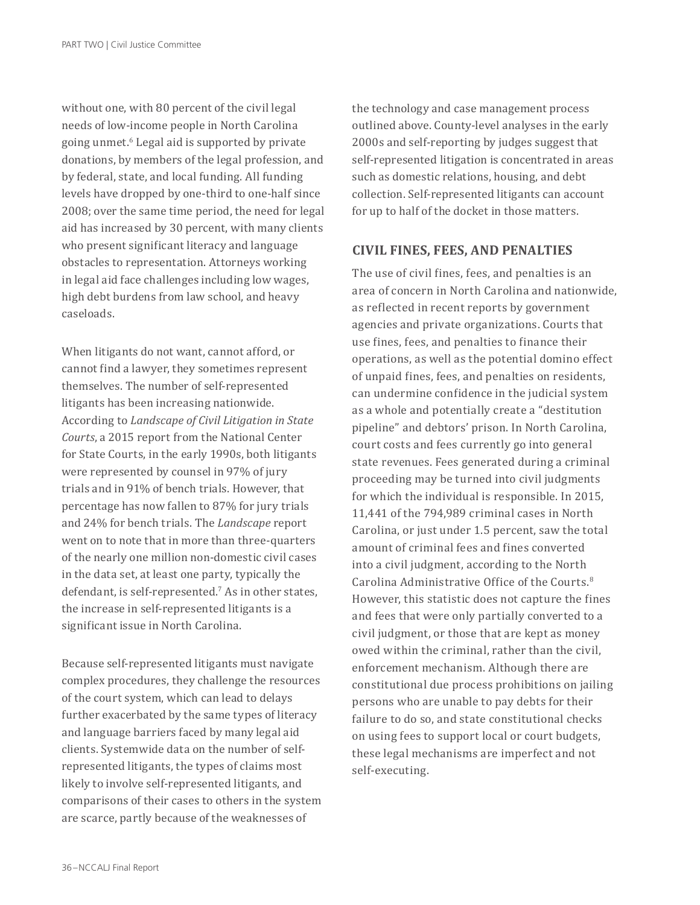without one, with 80 percent of the civil legal needs of low-income people in North Carolina going unmet.[6] Legal aid is supported by private donations, by members of the legal profession, and by federal, state, and local funding. All funding levels have dropped by one-third to one-half since 2008; over the same time period, the need for legal aid has increased by 30 percent, with many clients who present significant literacy and language obstacles to representation. Attorneys working in legal aid face challenges including low wages, high debt burdens from law school, and heavy caseloads.

When litigants do not want, cannot afford, or cannot find a lawyer, they sometimes represent themselves. The number of self-represented litigants has been increasing nationwide. According to *Landscape of Civil Litigation in State Courts*, a 2015 report from the National Center for State Courts, in the early 1990s, both litigants were represented by counsel in 97% of jury trials and in 91% of bench trials. However, that percentage has now fallen to 87% for jury trials and 24% for bench trials. The *Landscape* report went on to note that in more than three-quarters of the nearly one million non-domestic civil cases in the data set, at least one party, typically the defendant, is self-represented.[7] As in other states, the increase in self-represented litigants is a significant issue in North Carolina.

Because self-represented litigants must navigate complex procedures, they challenge the resources of the court system, which can lead to delays further exacerbated by the same types of literacy and language barriers faced by many legal aid clients. Systemwide data on the number of self-represented litigants, the types of claims most likely to involve self-represented litigants, and comparisons of their cases to others in the system are scarce, partly because of the weaknesses of the technology and case management process outlined above. County-level analyses in the early 2000s and self-reporting by judges suggest that self-represented litigation is concentrated in areas such as domestic relations, housing, and debt collection. Self-represented litigants can account for up to half of the docket in those matters.

## CIVIL FINES, FEES, AND PENALTIES

The use of civil fines, fees, and penalties is an area of concern in North Carolina and nationwide, as reflected in recent reports by government agencies and private organizations. Courts that use fines, fees, and penalties to finance their operations, as well as the potential domino effect of unpaid fines, fees, and penalties on residents, can undermine confidence in the judicial system as a whole and potentially create a "destitution pipeline" and debtors' prison. In North Carolina, court costs and fees currently go into general state revenues. Fees generated during a criminal proceeding may be turned into civil judgments for which the individual is responsible. In 2015, 11,441 of the 794,989 criminal cases in North Carolina, or just under 1.5 percent, saw the total amount of criminal fees and fines converted into a civil judgment, according to the North Carolina Administrative Office of the Courts.[8] However, this statistic does not capture the fines and fees that were only partially converted to a civil judgment, or those that are kept as money owed within the criminal, rather than the civil, enforcement mechanism. Although there are constitutional due process prohibitions on jailing persons who are unable to pay debts for their failure to do so, and state constitutional checks on using fees to support local or court budgets, these legal mechanisms are imperfect and not self-executing.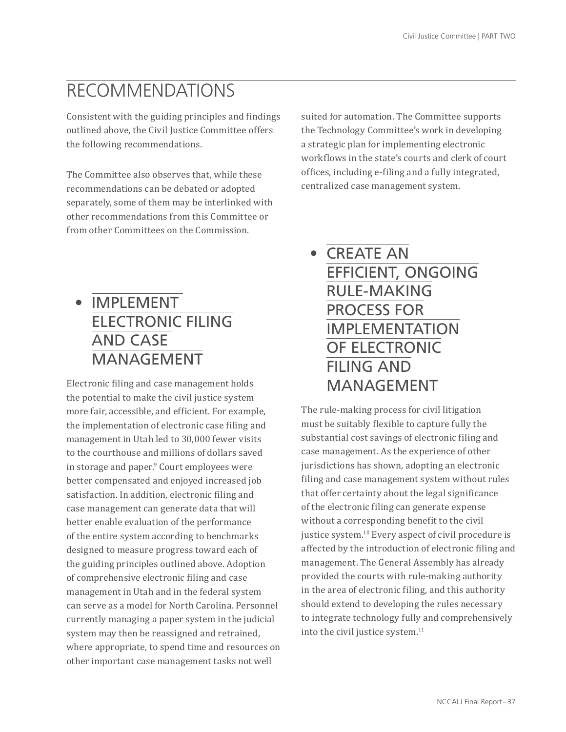# RECOMMENDATIONS

Consistent with the guiding principles and findings outlined above, the Civil Justice Committee offers the following recommendations.

The Committee also observes that, while these recommendations can be debated or adopted separately, some of them may be interlinked with other recommendations from this Committee or from other Committees on the Commission.

## • IMPLEMENT ELECTRONIC FILING AND CASE MANAGEMENT

Electronic filing and case management holds the potential to make the civil justice system more fair, accessible, and efficient. For example, the implementation of electronic case filing and management in Utah led to 30,000 fewer visits to the courthouse and millions of dollars saved in storage and paper.[9] Court employees were better compensated and enjoyed increased job satisfaction. In addition, electronic filing and case management can generate data that will better enable evaluation of the performance of the entire system according to benchmarks designed to measure progress toward each of the guiding principles outlined above. Adoption of comprehensive electronic filing and case management in Utah and in the federal system can serve as a model for North Carolina. Personnel currently managing a paper system in the judicial system may then be reassigned and retrained, where appropriate, to spend time and resources on other important case management tasks not well suited for automation. The Committee supports the Technology Committee's work in developing a strategic plan for implementing electronic workflows in the state's courts and clerk of court offices, including e-filing and a fully integrated, centralized case management system.

## • CREATE AN EFFICIENT, ONGOING RULE-MAKING PROCESS FOR IMPLEMENTATION OF ELECTRONIC FILING AND MANAGEMENT

The rule-making process for civil litigation must be suitably flexible to capture fully the substantial cost savings of electronic filing and case management. As the experience of other jurisdictions has shown, adopting an electronic filing and case management system without rules that offer certainty about the legal significance of the electronic filing can generate expense without a corresponding benefit to the civil justice system.[10] Every aspect of civil procedure is affected by the introduction of electronic filing and management. The General Assembly has already provided the courts with rule-making authority in the area of electronic filing, and this authority should extend to developing the rules necessary to integrate technology fully and comprehensively into the civil justice system.[11]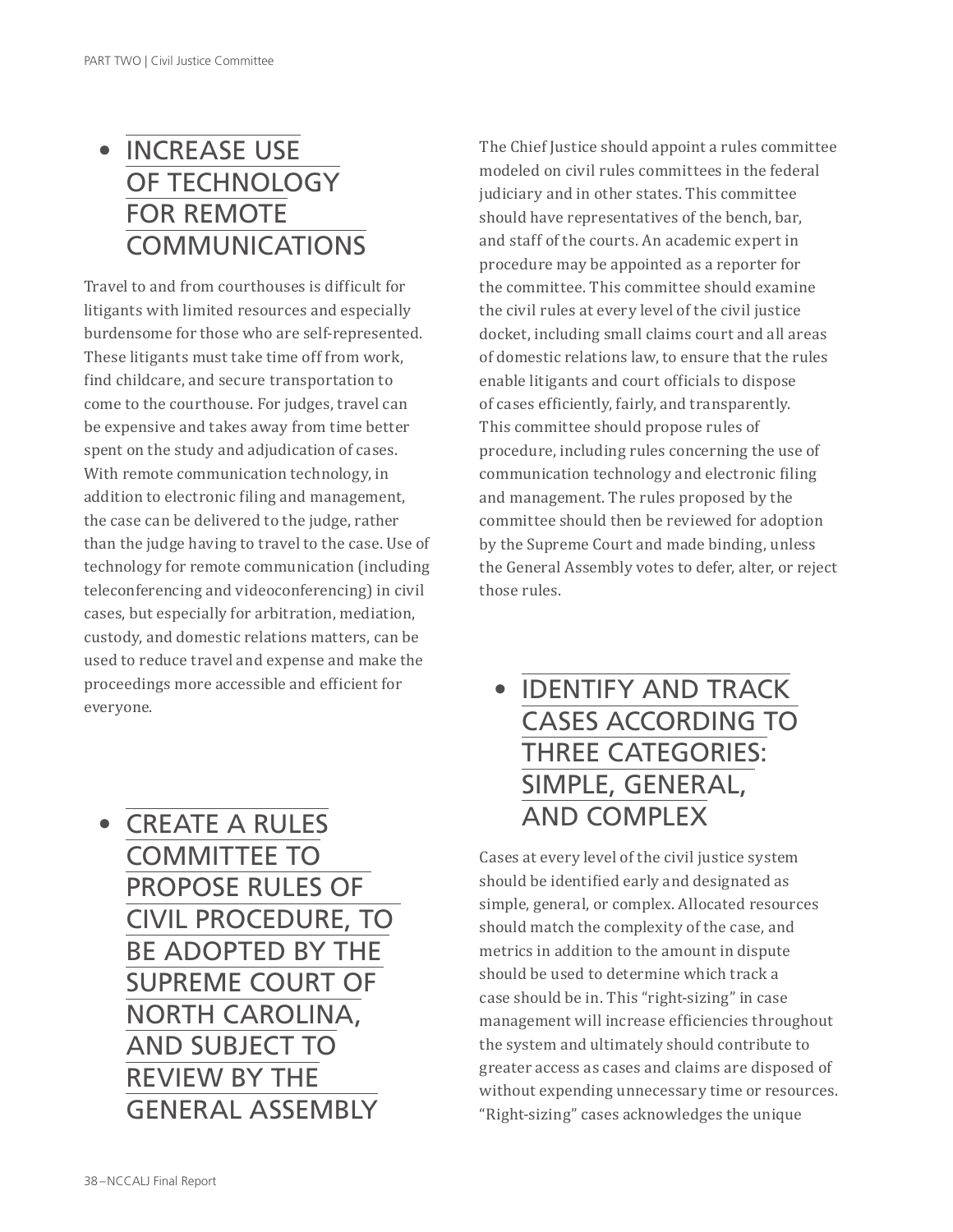## INCREASE USE OF TECHNOLOGY FOR REMOTE COMMUNICATIONS

Travel to and from courthouses is difficult for litigants with limited resources and especially burdensome for those who are self-represented. These litigants must take time off from work, find childcare, and secure transportation to come to the courthouse. For judges, travel can be expensive and takes away from time better spent on the study and adjudication of cases. With remote communication technology, in addition to electronic filing and management, the case can be delivered to the judge, rather than the judge having to travel to the case. Use of technology for remote communication (including teleconferencing and videoconferencing) in civil cases, but especially for arbitration, mediation, custody, and domestic relations matters, can be used to reduce travel and expense and make the proceedings more accessible and efficient for everyone.

## CREATE A RULES COMMITTEE TO PROPOSE RULES OF CIVIL PROCEDURE, TO BE ADOPTED BY THE SUPREME COURT OF NORTH CAROLINA, AND SUBJECT TO REVIEW BY THE GENERAL ASSEMBLY

The Chief Justice should appoint a rules committee modeled on civil rules committees in the federal judiciary and in other states. This committee should have representatives of the bench, bar, and staff of the courts. An academic expert in procedure may be appointed as a reporter for the committee. This committee should examine the civil rules at every level of the civil justice docket, including small claims court and all areas of domestic relations law, to ensure that the rules enable litigants and court officials to dispose of cases efficiently, fairly, and transparently. This committee should propose rules of procedure, including rules concerning the use of communication technology and electronic filing and management. The rules proposed by the committee should then be reviewed for adoption by the Supreme Court and made binding, unless the General Assembly votes to defer, alter, or reject those rules.

## IDENTIFY AND TRACK CASES ACCORDING TO THREE CATEGORIES: SIMPLE, GENERAL, AND COMPLEX

Cases at every level of the civil justice system should be identified early and designated as simple, general, or complex. Allocated resources should match the complexity of the case, and metrics in addition to the amount in dispute should be used to determine which track a case should be in. This "right-sizing" in case management will increase efficiencies throughout the system and ultimately should contribute to greater access as cases and claims are disposed of without expending unnecessary time or resources. "Right-sizing" cases acknowledges the unique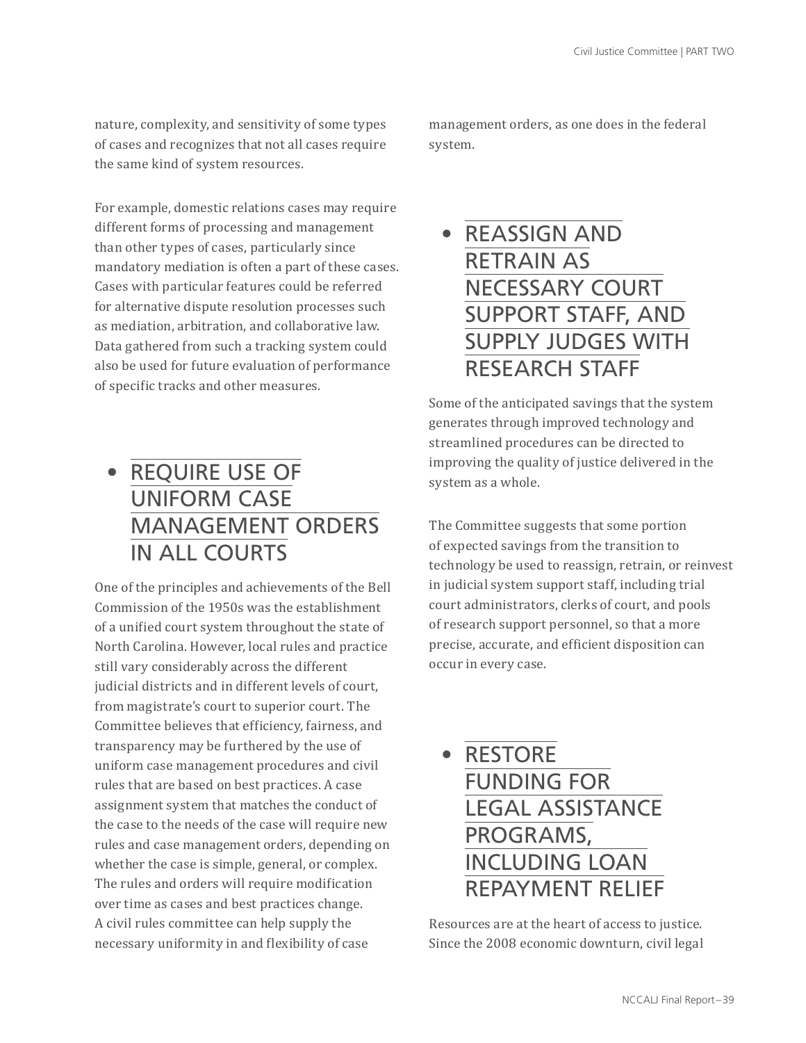nature, complexity, and sensitivity of some types of cases and recognizes that not all cases require the same kind of system resources.

For example, domestic relations cases may require different forms of processing and management than other types of cases, particularly since mandatory mediation is often a part of these cases. Cases with particular features could be referred for alternative dispute resolution processes such as mediation, arbitration, and collaborative law. Data gathered from such a tracking system could also be used for future evaluation of performance of specific tracks and other measures.

## • REQUIRE USE OF UNIFORM CASE MANAGEMENT ORDERS IN ALL COURTS

One of the principles and achievements of the Bell Commission of the 1950s was the establishment of a unified court system throughout the state of North Carolina. However, local rules and practice still vary considerably across the different judicial districts and in different levels of court, from magistrate's court to superior court. The Committee believes that efficiency, fairness, and transparency may be furthered by the use of uniform case management procedures and civil rules that are based on best practices. A case assignment system that matches the conduct of the case to the needs of the case will require new rules and case management orders, depending on whether the case is simple, general, or complex. The rules and orders will require modification over time as cases and best practices change. A civil rules committee can help supply the necessary uniformity in and flexibility of case management orders, as one does in the federal system.

## • REASSIGN AND RETRAIN AS NECESSARY COURT SUPPORT STAFF, AND SUPPLY JUDGES WITH RESEARCH STAFF

Some of the anticipated savings that the system generates through improved technology and streamlined procedures can be directed to improving the quality of justice delivered in the system as a whole.

The Committee suggests that some portion of expected savings from the transition to technology be used to reassign, retrain, or reinvest in judicial system support staff, including trial court administrators, clerks of court, and pools of research support personnel, so that a more precise, accurate, and efficient disposition can occur in every case.

## • RESTORE FUNDING FOR LEGAL ASSISTANCE PROGRAMS, INCLUDING LOAN REPAYMENT RELIEF

Resources are at the heart of access to justice. Since the 2008 economic downturn, civil legal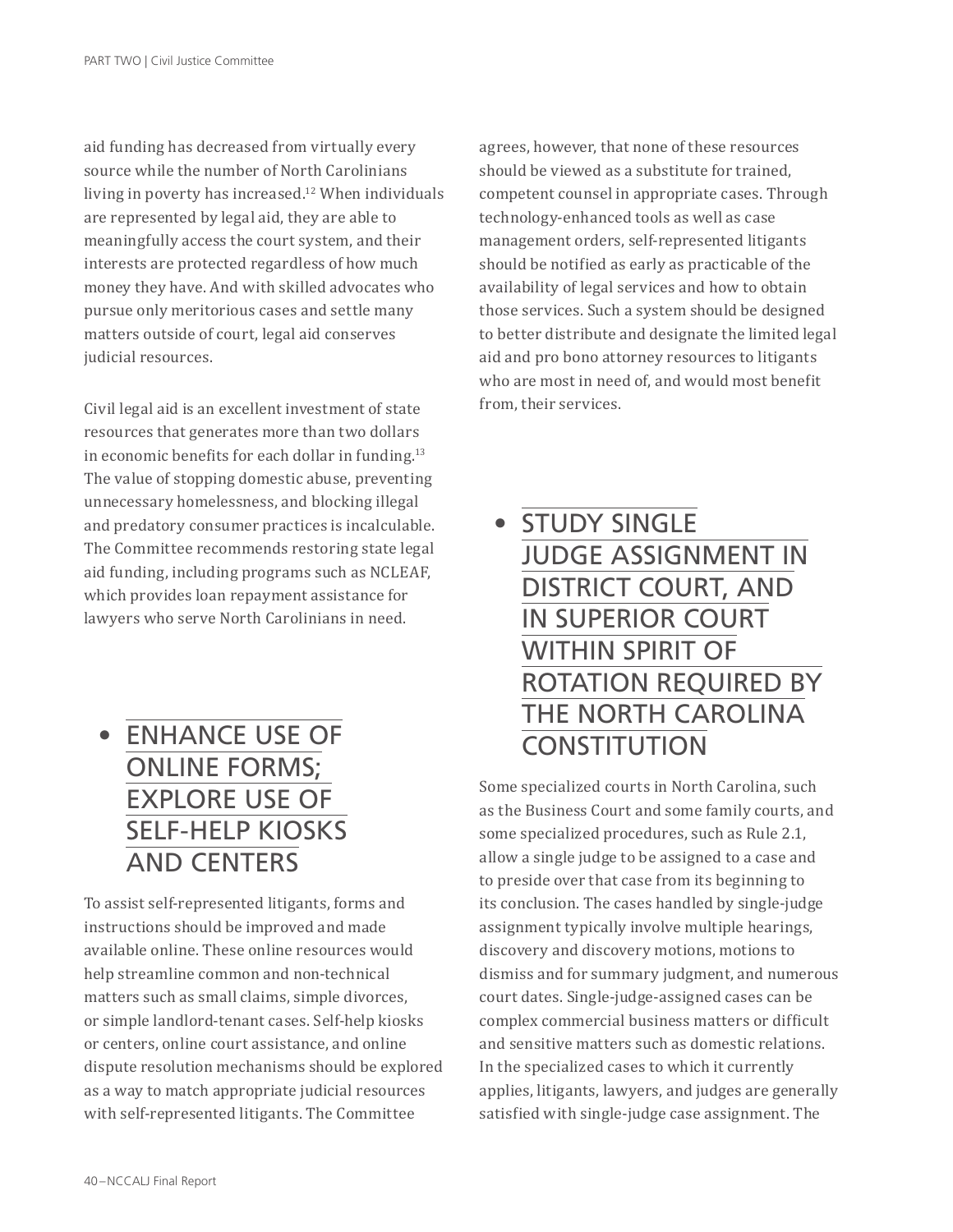aid funding has decreased from virtually every source while the number of North Carolinians living in poverty has increased.[12] When individuals are represented by legal aid, they are able to meaningfully access the court system, and their interests are protected regardless of how much money they have. And with skilled advocates who pursue only meritorious cases and settle many matters outside of court, legal aid conserves judicial resources.

Civil legal aid is an excellent investment of state resources that generates more than two dollars in economic benefits for each dollar in funding.[13] The value of stopping domestic abuse, preventing unnecessary homelessness, and blocking illegal and predatory consumer practices is incalculable. The Committee recommends restoring state legal aid funding, including programs such as NCLEAF, which provides loan repayment assistance for lawyers who serve North Carolinians in need.

## • ENHANCE USE OF ONLINE FORMS; EXPLORE USE OF SELF-HELP KIOSKS AND CENTERS

To assist self-represented litigants, forms and instructions should be improved and made available online. These online resources would help streamline common and non-technical matters such as small claims, simple divorces, or simple landlord-tenant cases. Self-help kiosks or centers, online court assistance, and online dispute resolution mechanisms should be explored as a way to match appropriate judicial resources with self-represented litigants. The Committee agrees, however, that none of these resources should be viewed as a substitute for trained, competent counsel in appropriate cases. Through technology-enhanced tools as well as case management orders, self-represented litigants should be notified as early as practicable of the availability of legal services and how to obtain those services. Such a system should be designed to better distribute and designate the limited legal aid and pro bono attorney resources to litigants who are most in need of, and would most benefit from, their services.

## • STUDY SINGLE JUDGE ASSIGNMENT IN DISTRICT COURT, AND IN SUPERIOR COURT WITHIN SPIRIT OF ROTATION REQUIRED BY THE NORTH CAROLINA CONSTITUTION

Some specialized courts in North Carolina, such as the Business Court and some family courts, and some specialized procedures, such as Rule 2.1, allow a single judge to be assigned to a case and to preside over that case from its beginning to its conclusion. The cases handled by single-judge assignment typically involve multiple hearings, discovery and discovery motions, motions to dismiss and for summary judgment, and numerous court dates. Single-judge-assigned cases can be complex commercial business matters or difficult and sensitive matters such as domestic relations. In the specialized cases to which it currently applies, litigants, lawyers, and judges are generally satisfied with single-judge case assignment. The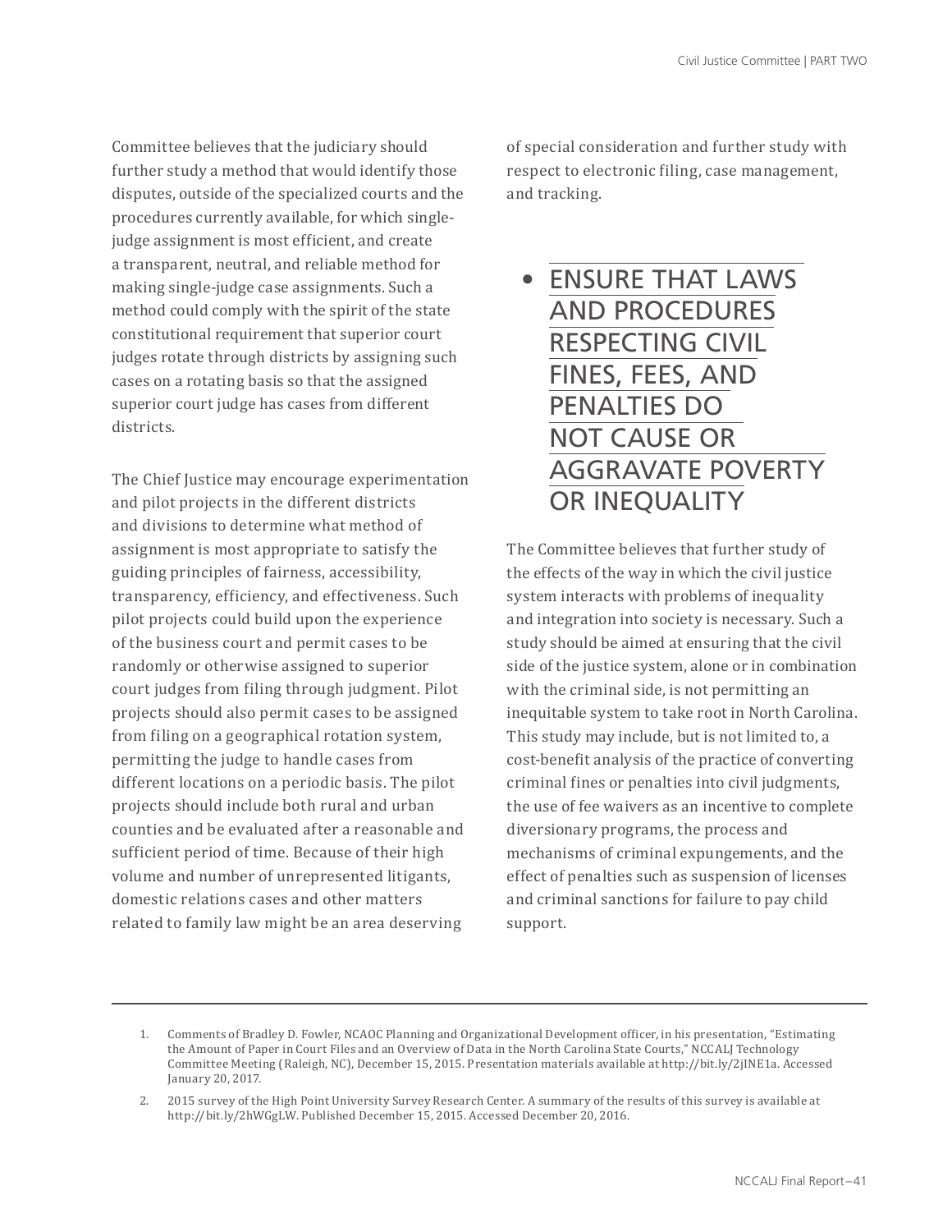Committee believes that the judiciary should further study a method that would identify those disputes, outside of the specialized courts and the procedures currently available, for which single-judge assignment is most efficient, and create a transparent, neutral, and reliable method for making single-judge case assignments. Such a method could comply with the spirit of the state constitutional requirement that superior court judges rotate through districts by assigning such cases on a rotating basis so that the assigned superior court judge has cases from different districts.

The Chief Justice may encourage experimentation and pilot projects in the different districts and divisions to determine what method of assignment is most appropriate to satisfy the guiding principles of fairness, accessibility, transparency, efficiency, and effectiveness. Such pilot projects could build upon the experience of the business court and permit cases to be randomly or otherwise assigned to superior court judges from filing through judgment. Pilot projects should also permit cases to be assigned from filing on a geographical rotation system, permitting the judge to handle cases from different locations on a periodic basis. The pilot projects should include both rural and urban counties and be evaluated after a reasonable and sufficient period of time. Because of their high volume and number of unrepresented litigants, domestic relations cases and other matters related to family law might be an area deserving of special consideration and further study with respect to electronic filing, case management, and tracking.

## • ENSURE THAT LAWS AND PROCEDURES RESPECTING CIVIL FINES, FEES, AND PENALTIES DO NOT CAUSE OR AGGRAVATE POVERTY OR INEQUALITY

The Committee believes that further study of the effects of the way in which the civil justice system interacts with problems of inequality and integration into society is necessary. Such a study should be aimed at ensuring that the civil side of the justice system, alone or in combination with the criminal side, is not permitting an inequitable system to take root in North Carolina. This study may include, but is not limited to, a cost-benefit analysis of the practice of converting criminal fines or penalties into civil judgments, the use of fee waivers as an incentive to complete diversionary programs, the process and mechanisms of criminal expungements, and the effect of penalties such as suspension of licenses and criminal sanctions for failure to pay child support.

---

1. Comments of Bradley D. Fowler, NCAOC Planning and Organizational Development officer, in his presentation, "Estimating the Amount of Paper in Court Files and an Overview of Data in the North Carolina State Courts," NCCALJ Technology Committee Meeting (Raleigh, NC), December 15, 2015. Presentation materials available at http://bit.ly/2jINE1a. Accessed January 20, 2017.

2. 2015 survey of the High Point University Survey Research Center. A summary of the results of this survey is available at http://bit.ly/2hWGgLW. Published December 15, 2015. Accessed December 20, 2016.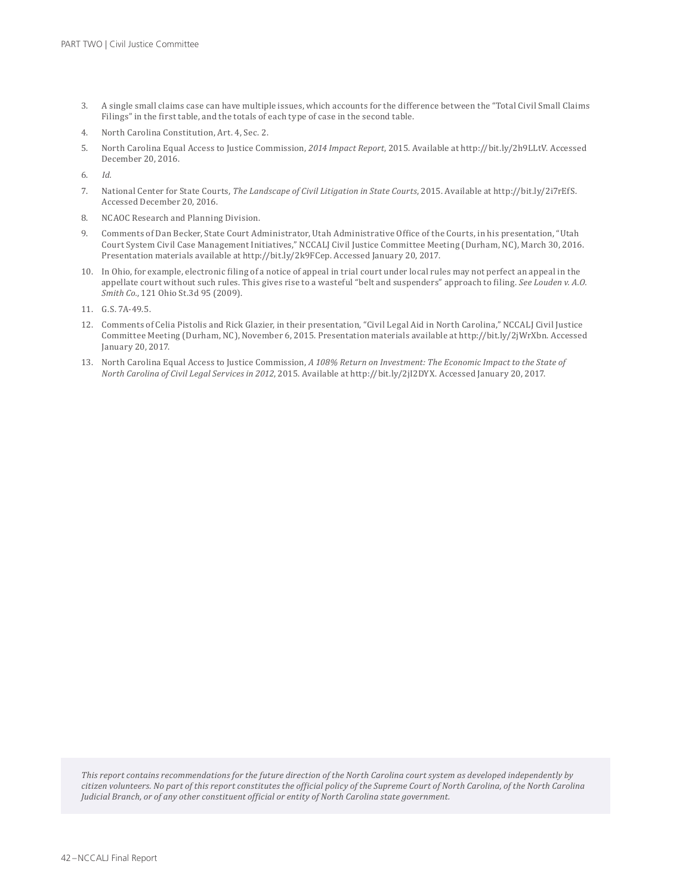3. A single small claims case can have multiple issues, which accounts for the difference between the "Total Civil Small Claims Filings" in the first table, and the totals of each type of case in the second table.
4. North Carolina Constitution, Art. 4, Sec. 2.
5. North Carolina Equal Access to Justice Commission, *2014 Impact Report*, 2015. Available at http://bit.ly/2h9LLtV. Accessed December 20, 2016.
6. *Id.*
7. National Center for State Courts, *The Landscape of Civil Litigation in State Courts*, 2015. Available at http://bit.ly/2i7rEfS. Accessed December 20, 2016.
8. NCAOC Research and Planning Division.
9. Comments of Dan Becker, State Court Administrator, Utah Administrative Office of the Courts, in his presentation, "Utah Court System Civil Case Management Initiatives," NCCALJ Civil Justice Committee Meeting (Durham, NC), March 30, 2016. Presentation materials available at http://bit.ly/2k9FCep. Accessed January 20, 2017.
10. In Ohio, for example, electronic filing of a notice of appeal in trial court under local rules may not perfect an appeal in the appellate court without such rules. This gives rise to a wasteful "belt and suspenders" approach to filing. *See Louden v. A.O. Smith Co.*, 121 Ohio St.3d 95 (2009).
11. G.S. 7A-49.5.
12. Comments of Celia Pistolis and Rick Glazier, in their presentation, "Civil Legal Aid in North Carolina," NCCALJ Civil Justice Committee Meeting (Durham, NC), November 6, 2015. Presentation materials available at http://bit.ly/2jWrXbn. Accessed January 20, 2017.
13. North Carolina Equal Access to Justice Commission, *A 108% Return on Investment: The Economic Impact to the State of North Carolina of Civil Legal Services in 2012*, 2015. Available at http://bit.ly/2jI2DYX. Accessed January 20, 2017.

*This report contains recommendations for the future direction of the North Carolina court system as developed independently by citizen volunteers. No part of this report constitutes the official policy of the Supreme Court of North Carolina, of the North Carolina Judicial Branch, or of any other constituent official or entity of North Carolina state government.*